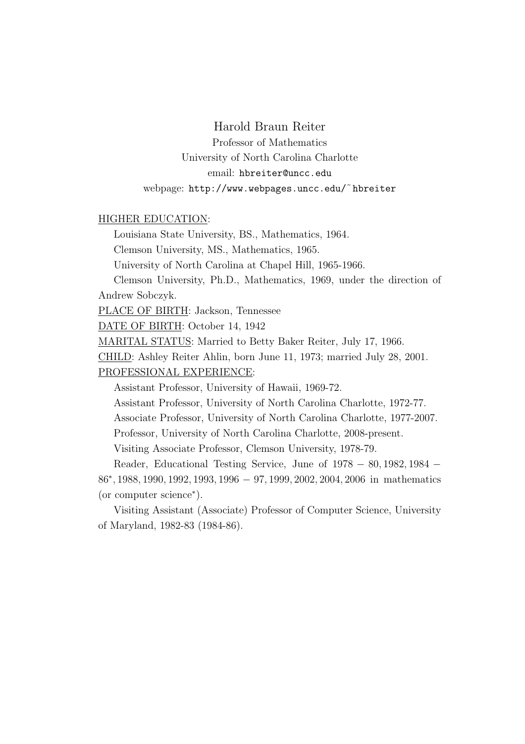# Harold Braun Reiter

Professor of Mathematics

University of North Carolina Charlotte

email: `hbreiter@uncc.edu`

webpage: `http://www.webpages.uncc.edu/~hbreiter`

<u>HIGHER EDUCATION</u>:

Louisiana State University, BS., Mathematics, 1964.

Clemson University, MS., Mathematics, 1965.

University of North Carolina at Chapel Hill, 1965-1966.

Clemson University, Ph.D., Mathematics, 1969, under the direction of Andrew Sobczyk.

<u>PLACE OF BIRTH</u>: Jackson, Tennessee

<u>DATE OF BIRTH</u>: October 14, 1942

<u>MARITAL STATUS</u>: Married to Betty Baker Reiter, July 17, 1966.

<u>CHILD</u>: Ashley Reiter Ahlin, born June 11, 1973; married July 28, 2001.

<u>PROFESSIONAL EXPERIENCE</u>:

Assistant Professor, University of Hawaii, 1969-72.

Assistant Professor, University of North Carolina Charlotte, 1972-77.

Associate Professor, University of North Carolina Charlotte, 1977-2007.

Professor, University of North Carolina Charlotte, 2008-present.

Visiting Associate Professor, Clemson University, 1978-79.

Reader, Educational Testing Service, June of $1978-80, 1982, 1984-86^{*}, 1988, 1990, 1992, 1993, 1996-97, 1999, 2002, 2004, 2006$ in mathematics (or computer science*).

Visiting Assistant (Associate) Professor of Computer Science, University of Maryland, 1982-83 (1984-86).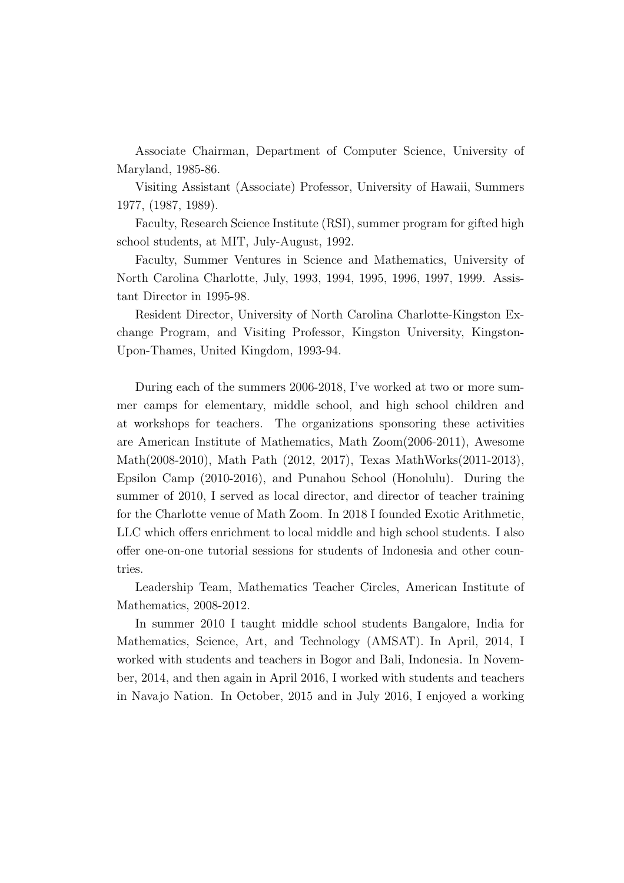Associate Chairman, Department of Computer Science, University of Maryland, 1985-86.

Visiting Assistant (Associate) Professor, University of Hawaii, Summers 1977, (1987, 1989).

Faculty, Research Science Institute (RSI), summer program for gifted high school students, at MIT, July-August, 1992.

Faculty, Summer Ventures in Science and Mathematics, University of North Carolina Charlotte, July, 1993, 1994, 1995, 1996, 1997, 1999. Assistant Director in 1995-98.

Resident Director, University of North Carolina Charlotte-Kingston Exchange Program, and Visiting Professor, Kingston University, Kingston-Upon-Thames, United Kingdom, 1993-94.

During each of the summers 2006-2018, I've worked at two or more summer camps for elementary, middle school, and high school children and at workshops for teachers. The organizations sponsoring these activities are American Institute of Mathematics, Math Zoom(2006-2011), Awesome Math(2008-2010), Math Path (2012, 2017), Texas MathWorks(2011-2013), Epsilon Camp (2010-2016), and Punahou School (Honolulu). During the summer of 2010, I served as local director, and director of teacher training for the Charlotte venue of Math Zoom. In 2018 I founded Exotic Arithmetic, LLC which offers enrichment to local middle and high school students. I also offer one-on-one tutorial sessions for students of Indonesia and other countries.

Leadership Team, Mathematics Teacher Circles, American Institute of Mathematics, 2008-2012.

In summer 2010 I taught middle school students Bangalore, India for Mathematics, Science, Art, and Technology (AMSAT). In April, 2014, I worked with students and teachers in Bogor and Bali, Indonesia. In November, 2014, and then again in April 2016, I worked with students and teachers in Navajo Nation. In October, 2015 and in July 2016, I enjoyed a working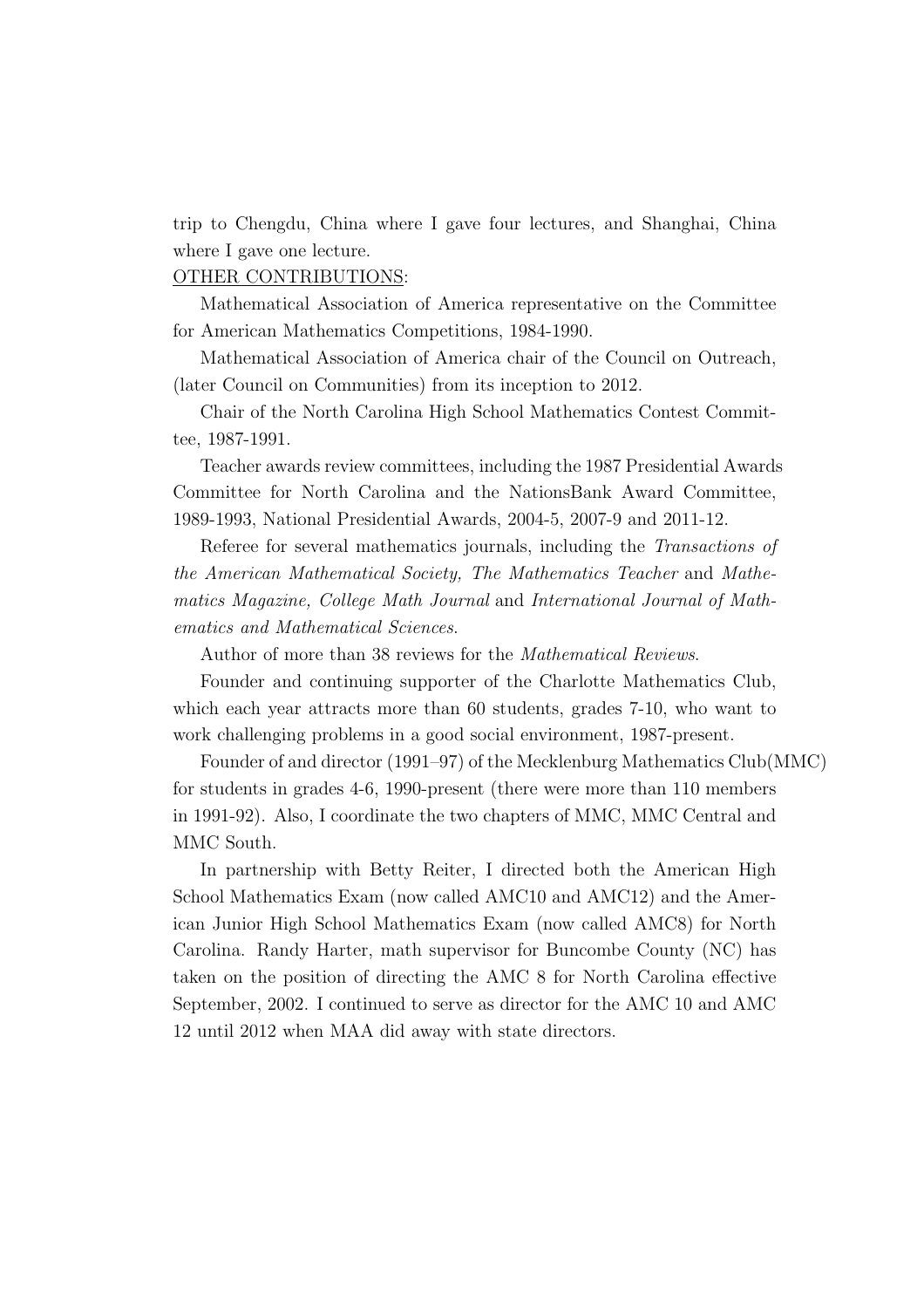trip to Chengdu, China where I gave four lectures, and Shanghai, China where I gave one lecture.

OTHER CONTRIBUTIONS:

Mathematical Association of America representative on the Committee for American Mathematics Competitions, 1984-1990.

Mathematical Association of America chair of the Council on Outreach, (later Council on Communities) from its inception to 2012.

Chair of the North Carolina High School Mathematics Contest Committee, 1987-1991.

Teacher awards review committees, including the 1987 Presidential Awards Committee for North Carolina and the NationsBank Award Committee, 1989-1993, National Presidential Awards, 2004-5, 2007-9 and 2011-12.

Referee for several mathematics journals, including the *Transactions of the American Mathematical Society, The Mathematics Teacher* and *Mathematics Magazine, College Math Journal* and *International Journal of Mathematics and Mathematical Sciences*.

Author of more than 38 reviews for the *Mathematical Reviews*.

Founder and continuing supporter of the Charlotte Mathematics Club, which each year attracts more than 60 students, grades 7-10, who want to work challenging problems in a good social environment, 1987-present.

Founder of and director (1991–97) of the Mecklenburg Mathematics Club(MMC) for students in grades 4-6, 1990-present (there were more than 110 members in 1991-92). Also, I coordinate the two chapters of MMC, MMC Central and MMC South.

In partnership with Betty Reiter, I directed both the American High School Mathematics Exam (now called AMC10 and AMC12) and the American Junior High School Mathematics Exam (now called AMC8) for North Carolina. Randy Harter, math supervisor for Buncombe County (NC) has taken on the position of directing the AMC 8 for North Carolina effective September, 2002. I continued to serve as director for the AMC 10 and AMC 12 until 2012 when MAA did away with state directors.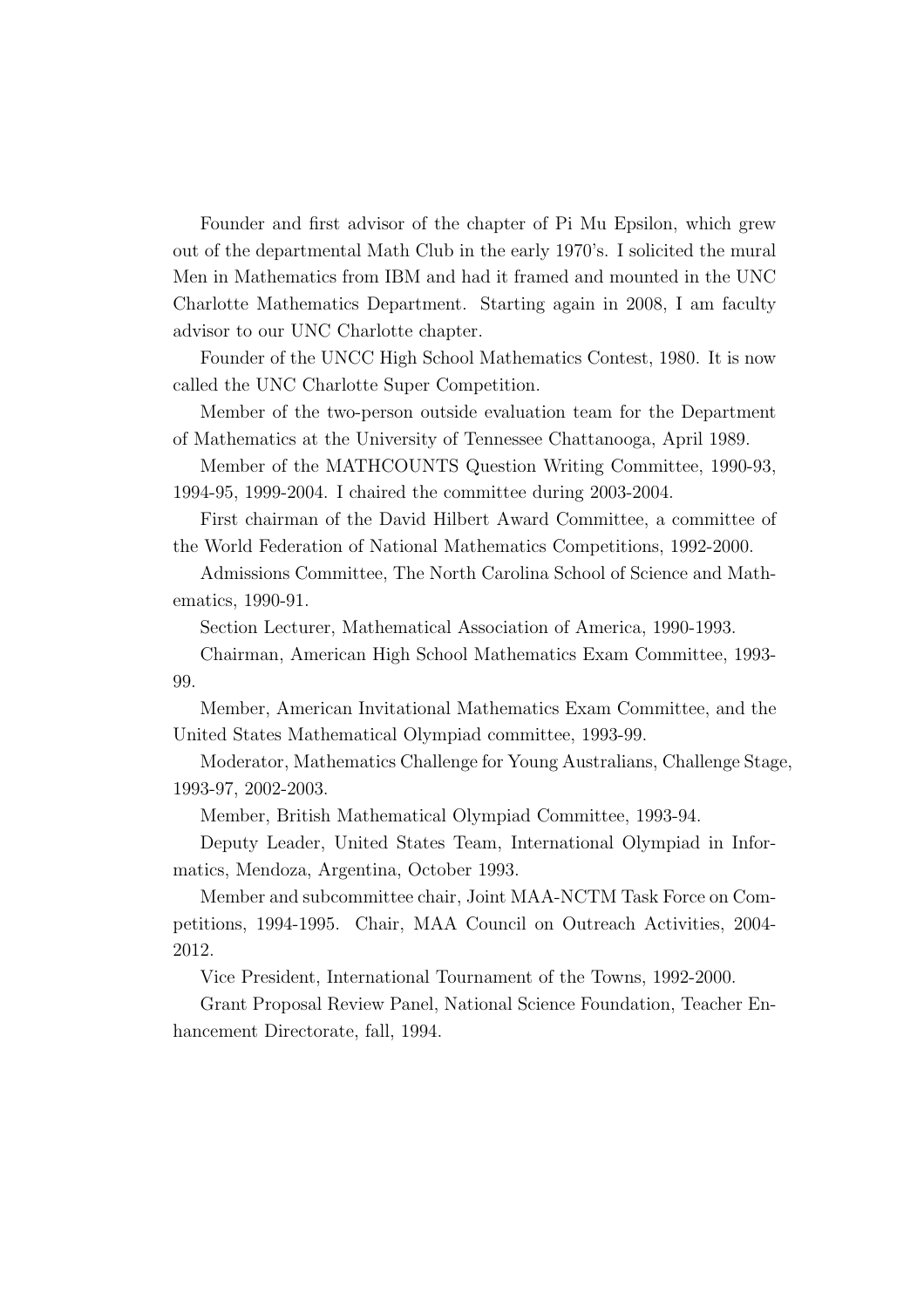Founder and first advisor of the chapter of Pi Mu Epsilon, which grew out of the departmental Math Club in the early 1970's. I solicited the mural Men in Mathematics from IBM and had it framed and mounted in the UNC Charlotte Mathematics Department. Starting again in 2008, I am faculty advisor to our UNC Charlotte chapter.

Founder of the UNCC High School Mathematics Contest, 1980. It is now called the UNC Charlotte Super Competition.

Member of the two-person outside evaluation team for the Department of Mathematics at the University of Tennessee Chattanooga, April 1989.

Member of the MATHCOUNTS Question Writing Committee, 1990-93, 1994-95, 1999-2004. I chaired the committee during 2003-2004.

First chairman of the David Hilbert Award Committee, a committee of the World Federation of National Mathematics Competitions, 1992-2000.

Admissions Committee, The North Carolina School of Science and Mathematics, 1990-91.

Section Lecturer, Mathematical Association of America, 1990-1993.

Chairman, American High School Mathematics Exam Committee, 1993-99.

Member, American Invitational Mathematics Exam Committee, and the United States Mathematical Olympiad committee, 1993-99.

Moderator, Mathematics Challenge for Young Australians, Challenge Stage, 1993-97, 2002-2003.

Member, British Mathematical Olympiad Committee, 1993-94.

Deputy Leader, United States Team, International Olympiad in Informatics, Mendoza, Argentina, October 1993.

Member and subcommittee chair, Joint MAA-NCTM Task Force on Competitions, 1994-1995. Chair, MAA Council on Outreach Activities, 2004-2012.

Vice President, International Tournament of the Towns, 1992-2000.

Grant Proposal Review Panel, National Science Foundation, Teacher Enhancement Directorate, fall, 1994.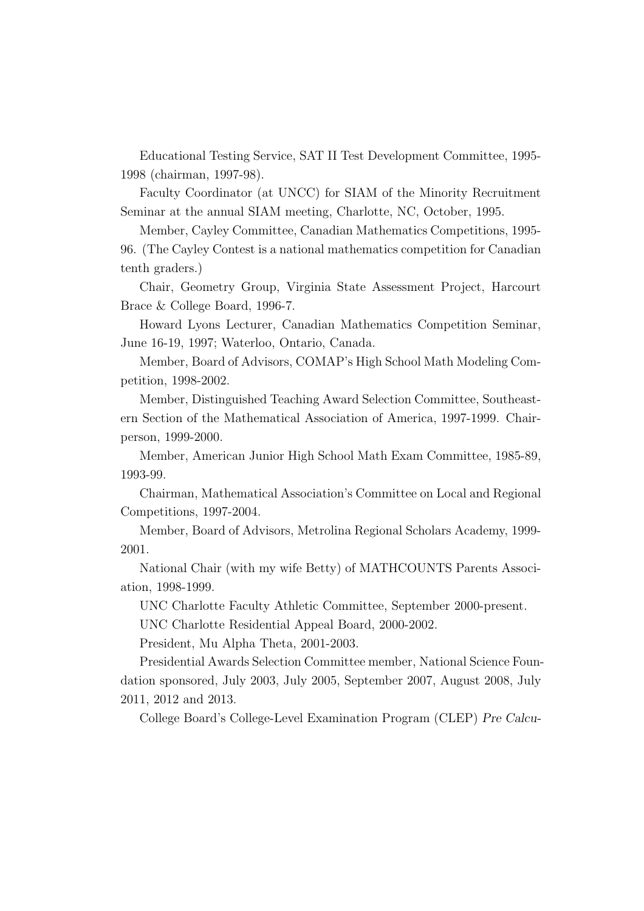Educational Testing Service, SAT II Test Development Committee, 1995-1998 (chairman, 1997-98).

Faculty Coordinator (at UNCC) for SIAM of the Minority Recruitment Seminar at the annual SIAM meeting, Charlotte, NC, October, 1995.

Member, Cayley Committee, Canadian Mathematics Competitions, 1995-96. (The Cayley Contest is a national mathematics competition for Canadian tenth graders.)

Chair, Geometry Group, Virginia State Assessment Project, Harcourt Brace & College Board, 1996-7.

Howard Lyons Lecturer, Canadian Mathematics Competition Seminar, June 16-19, 1997; Waterloo, Ontario, Canada.

Member, Board of Advisors, COMAP's High School Math Modeling Competition, 1998-2002.

Member, Distinguished Teaching Award Selection Committee, Southeastern Section of the Mathematical Association of America, 1997-1999. Chairperson, 1999-2000.

Member, American Junior High School Math Exam Committee, 1985-89, 1993-99.

Chairman, Mathematical Association's Committee on Local and Regional Competitions, 1997-2004.

Member, Board of Advisors, Metrolina Regional Scholars Academy, 1999-2001.

National Chair (with my wife Betty) of MATHCOUNTS Parents Association, 1998-1999.

UNC Charlotte Faculty Athletic Committee, September 2000-present.

UNC Charlotte Residential Appeal Board, 2000-2002.

President, Mu Alpha Theta, 2001-2003.

Presidential Awards Selection Committee member, National Science Foundation sponsored, July 2003, July 2005, September 2007, August 2008, July 2011, 2012 and 2013.

College Board's College-Level Examination Program (CLEP) *Pre Calcu-*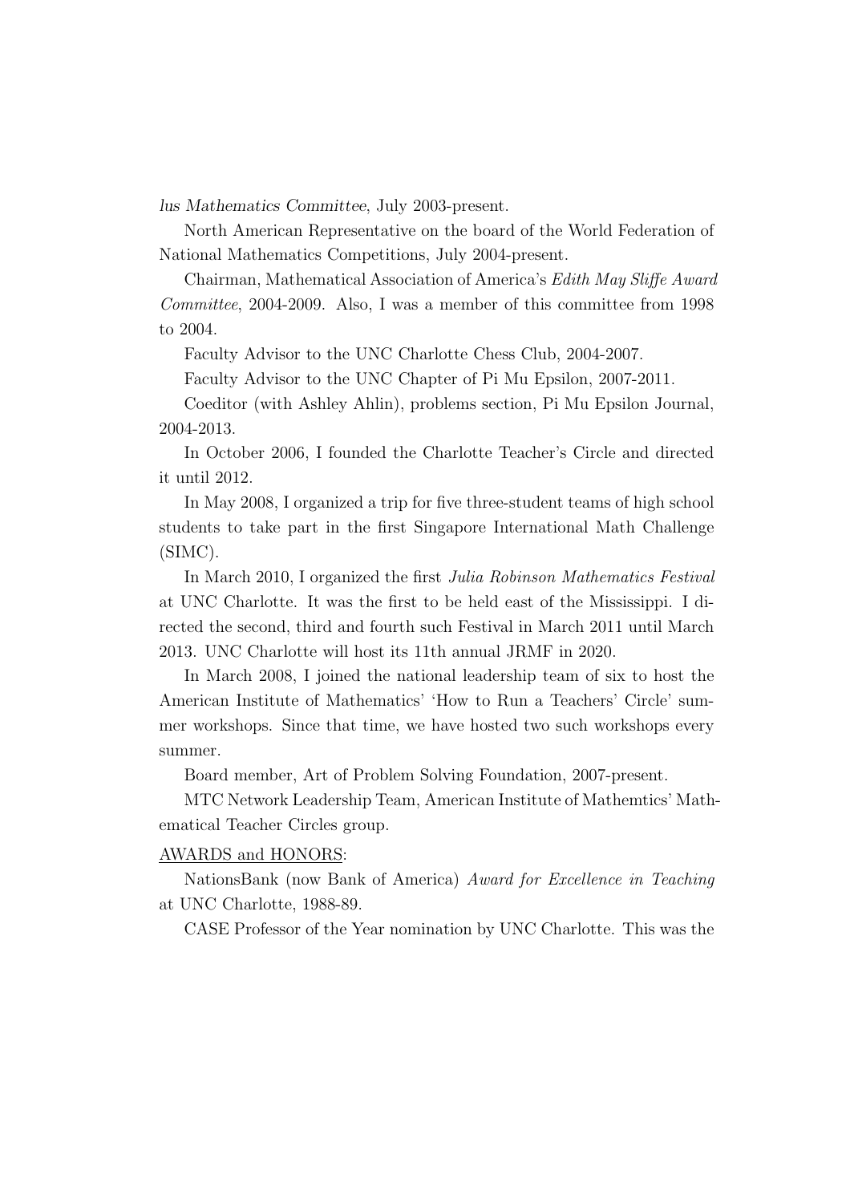*lus Mathematics Committee*, July 2003-present.

North American Representative on the board of the World Federation of National Mathematics Competitions, July 2004-present.

Chairman, Mathematical Association of America's *Edith May Sliffe Award Committee*, 2004-2009. Also, I was a member of this committee from 1998 to 2004.

Faculty Advisor to the UNC Charlotte Chess Club, 2004-2007.

Faculty Advisor to the UNC Chapter of Pi Mu Epsilon, 2007-2011.

Coeditor (with Ashley Ahlin), problems section, Pi Mu Epsilon Journal, 2004-2013.

In October 2006, I founded the Charlotte Teacher's Circle and directed it until 2012.

In May 2008, I organized a trip for five three-student teams of high school students to take part in the first Singapore International Math Challenge (SIMC).

In March 2010, I organized the first *Julia Robinson Mathematics Festival* at UNC Charlotte. It was the first to be held east of the Mississippi. I directed the second, third and fourth such Festival in March 2011 until March 2013. UNC Charlotte will host its 11th annual JRMF in 2020.

In March 2008, I joined the national leadership team of six to host the American Institute of Mathematics' 'How to Run a Teachers' Circle' summer workshops. Since that time, we have hosted two such workshops every summer.

Board member, Art of Problem Solving Foundation, 2007-present.

MTC Network Leadership Team, American Institute of Mathemtics' Mathematical Teacher Circles group.

<u>AWARDS and HONORS</u>:

NationsBank (now Bank of America) *Award for Excellence in Teaching* at UNC Charlotte, 1988-89.

CASE Professor of the Year nomination by UNC Charlotte. This was the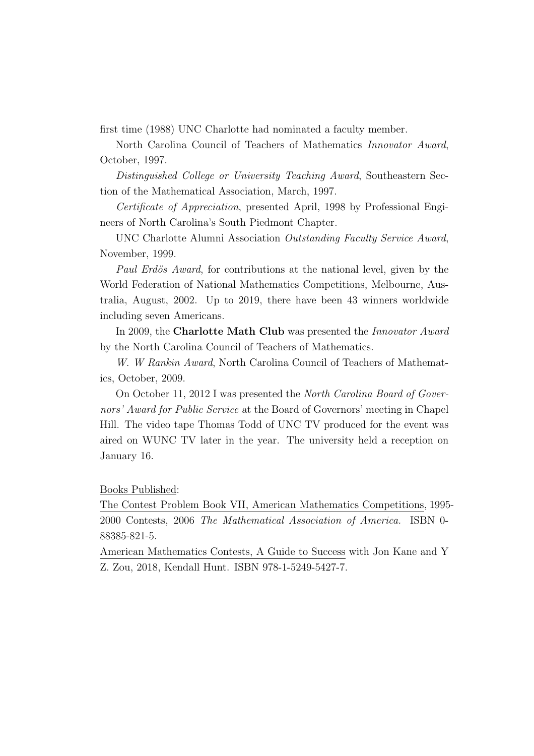first time (1988) UNC Charlotte had nominated a faculty member.

North Carolina Council of Teachers of Mathematics *Innovator Award*, October, 1997.

*Distinguished College or University Teaching Award*, Southeastern Section of the Mathematical Association, March, 1997.

*Certificate of Appreciation*, presented April, 1998 by Professional Engineers of North Carolina's South Piedmont Chapter.

UNC Charlotte Alumni Association *Outstanding Faculty Service Award*, November, 1999.

*Paul Erdös Award*, for contributions at the national level, given by the World Federation of National Mathematics Competitions, Melbourne, Australia, August, 2002. Up to 2019, there have been 43 winners worldwide including seven Americans.

In 2009, the **Charlotte Math Club** was presented the *Innovator Award* by the North Carolina Council of Teachers of Mathematics.

*W. W Rankin Award*, North Carolina Council of Teachers of Mathematics, October, 2009.

On October 11, 2012 I was presented the *North Carolina Board of Governors' Award for Public Service* at the Board of Governors' meeting in Chapel Hill. The video tape Thomas Todd of UNC TV produced for the event was aired on WUNC TV later in the year. The university held a reception on January 16.

<u>Books Published</u>:

<u>The Contest Problem Book VII, American Mathematics Competitions</u>, 1995-2000 Contests, 2006 *The Mathematical Association of America.* ISBN 0-88385-821-5.

<u>American Mathematics Contests, A Guide to Success</u> with Jon Kane and Y Z. Zou, 2018, Kendall Hunt. ISBN 978-1-5249-5427-7.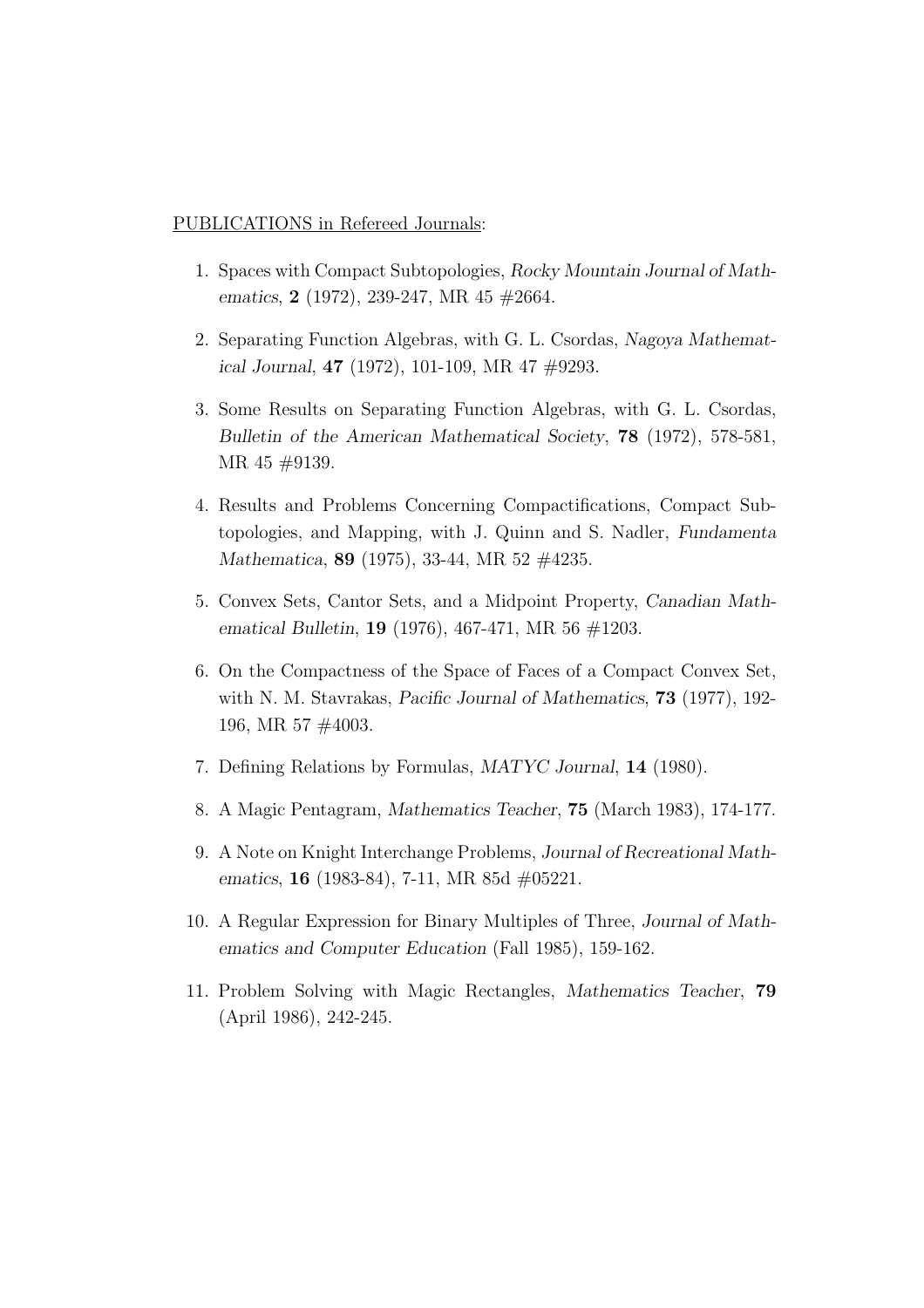PUBLICATIONS in Refereed Journals:

1. Spaces with Compact Subtopologies, *Rocky Mountain Journal of Mathematics*, **2** (1972), 239-247, MR 45 #2664.

2. Separating Function Algebras, with G. L. Csordas, *Nagoya Mathematical Journal*, **47** (1972), 101-109, MR 47 #9293.

3. Some Results on Separating Function Algebras, with G. L. Csordas, *Bulletin of the American Mathematical Society*, **78** (1972), 578-581, MR 45 #9139.

4. Results and Problems Concerning Compactifications, Compact Subtopologies, and Mapping, with J. Quinn and S. Nadler, *Fundamenta Mathematica*, **89** (1975), 33-44, MR 52 #4235.

5. Convex Sets, Cantor Sets, and a Midpoint Property, *Canadian Mathematical Bulletin*, **19** (1976), 467-471, MR 56 #1203.

6. On the Compactness of the Space of Faces of a Compact Convex Set, with N. M. Stavrakas, *Pacific Journal of Mathematics*, **73** (1977), 192-196, MR 57 #4003.

7. Defining Relations by Formulas, *MATYC Journal*, **14** (1980).

8. A Magic Pentagram, *Mathematics Teacher*, **75** (March 1983), 174-177.

9. A Note on Knight Interchange Problems, *Journal of Recreational Mathematics*, **16** (1983-84), 7-11, MR 85d #05221.

10. A Regular Expression for Binary Multiples of Three, *Journal of Mathematics and Computer Education* (Fall 1985), 159-162.

11. Problem Solving with Magic Rectangles, *Mathematics Teacher*, **79** (April 1986), 242-245.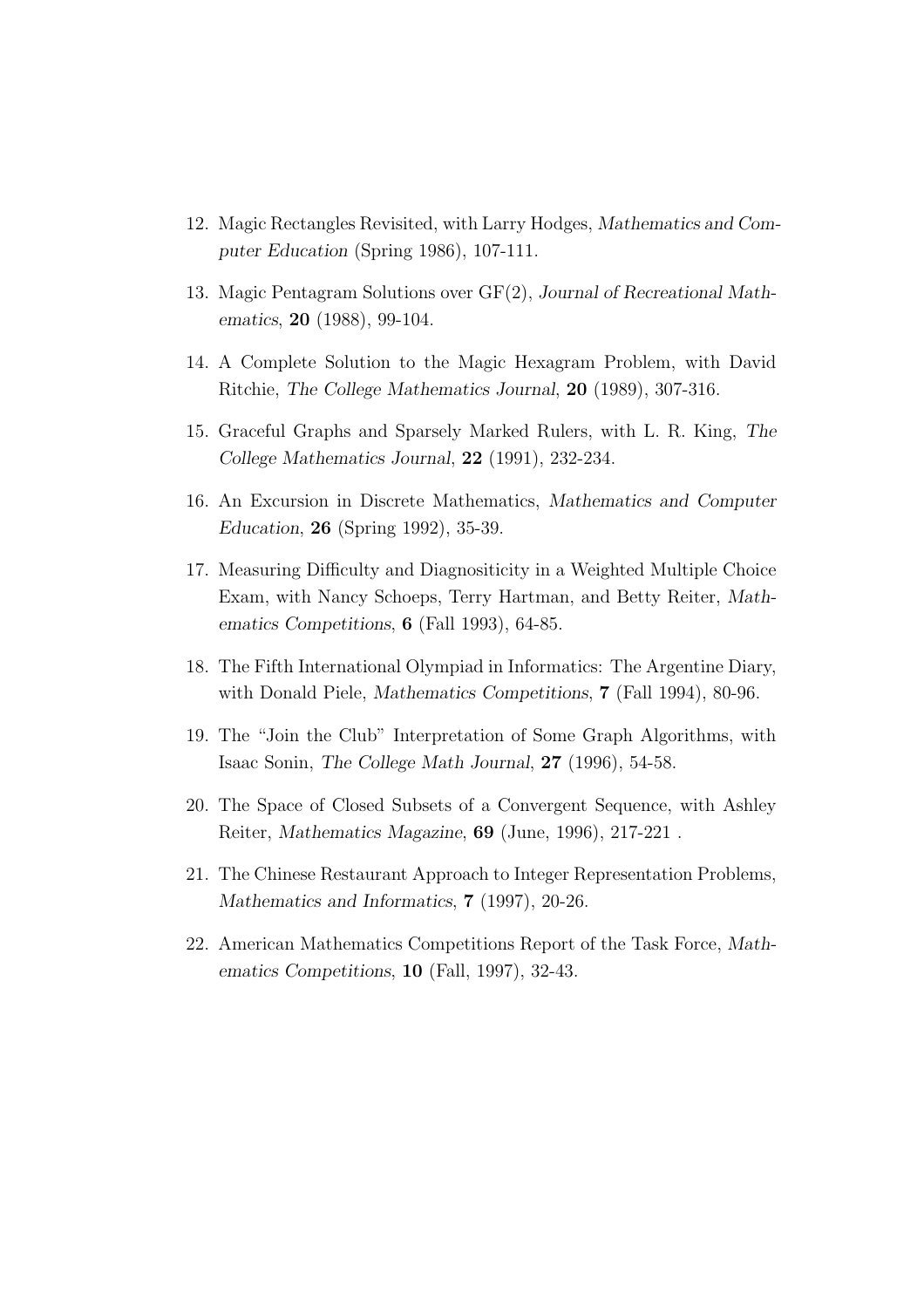12. Magic Rectangles Revisited, with Larry Hodges, *Mathematics and Computer Education* (Spring 1986), 107-111.

13. Magic Pentagram Solutions over GF(2), *Journal of Recreational Mathematics*, **20** (1988), 99-104.

14. A Complete Solution to the Magic Hexagram Problem, with David Ritchie, *The College Mathematics Journal*, **20** (1989), 307-316.

15. Graceful Graphs and Sparsely Marked Rulers, with L. R. King, *The College Mathematics Journal*, **22** (1991), 232-234.

16. An Excursion in Discrete Mathematics, *Mathematics and Computer Education*, **26** (Spring 1992), 35-39.

17. Measuring Difficulty and Diagnositicity in a Weighted Multiple Choice Exam, with Nancy Schoeps, Terry Hartman, and Betty Reiter, *Mathematics Competitions*, **6** (Fall 1993), 64-85.

18. The Fifth International Olympiad in Informatics: The Argentine Diary, with Donald Piele, *Mathematics Competitions*, **7** (Fall 1994), 80-96.

19. The "Join the Club" Interpretation of Some Graph Algorithms, with Isaac Sonin, *The College Math Journal*, **27** (1996), 54-58.

20. The Space of Closed Subsets of a Convergent Sequence, with Ashley Reiter, *Mathematics Magazine*, **69** (June, 1996), 217-221 .

21. The Chinese Restaurant Approach to Integer Representation Problems, *Mathematics and Informatics*, **7** (1997), 20-26.

22. American Mathematics Competitions Report of the Task Force, *Mathematics Competitions*, **10** (Fall, 1997), 32-43.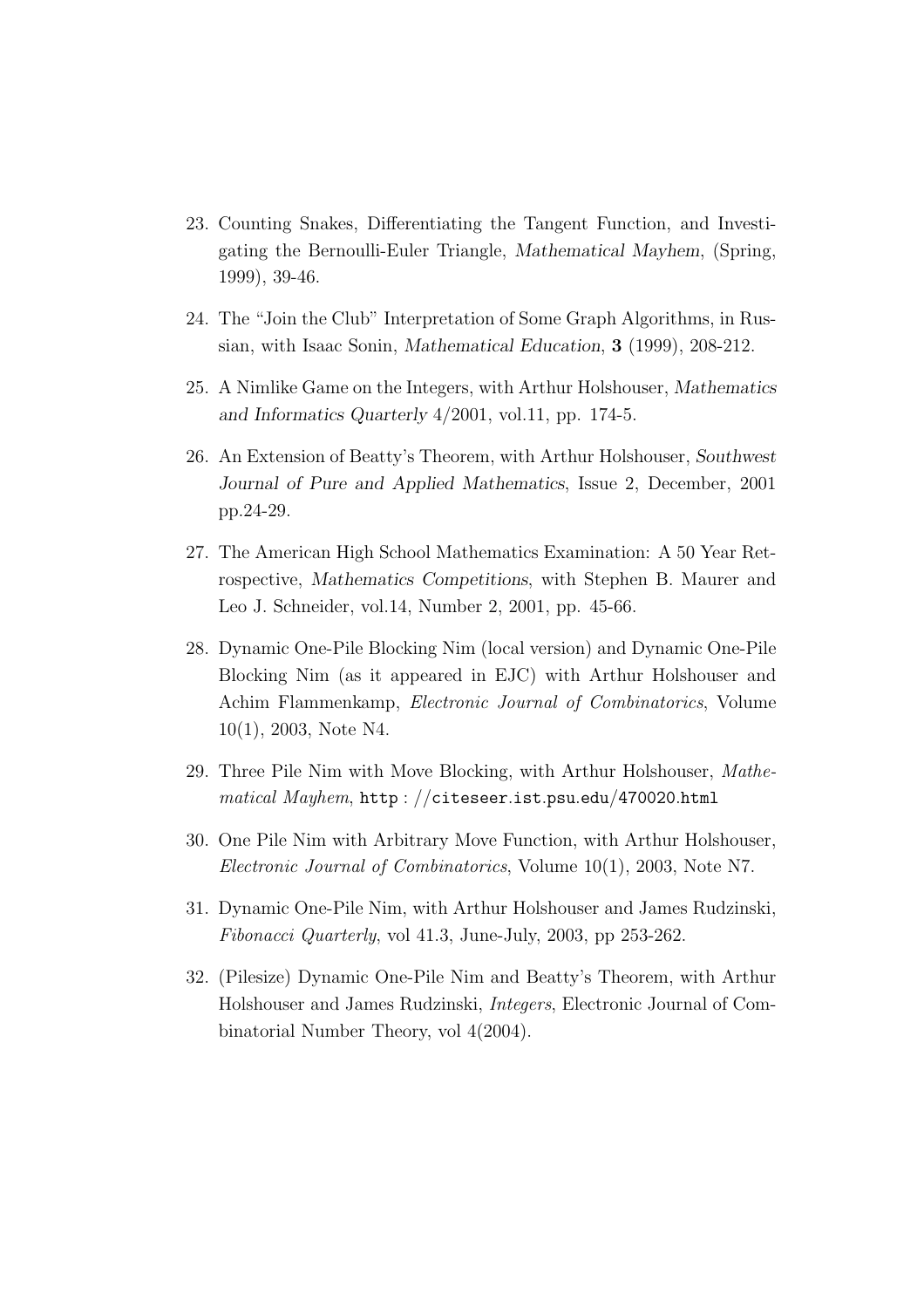23. Counting Snakes, Differentiating the Tangent Function, and Investigating the Bernoulli-Euler Triangle, *Mathematical Mayhem*, (Spring, 1999), 39-46.

24. The "Join the Club" Interpretation of Some Graph Algorithms, in Russian, with Isaac Sonin, *Mathematical Education*, **3** (1999), 208-212.

25. A Nimlike Game on the Integers, with Arthur Holshouser, *Mathematics and Informatics Quarterly* 4/2001, vol.11, pp. 174-5.

26. An Extension of Beatty's Theorem, with Arthur Holshouser, *Southwest Journal of Pure and Applied Mathematics*, Issue 2, December, 2001 pp.24-29.

27. The American High School Mathematics Examination: A 50 Year Retrospective, *Mathematics Competitions*, with Stephen B. Maurer and Leo J. Schneider, vol.14, Number 2, 2001, pp. 45-66.

28. Dynamic One-Pile Blocking Nim (local version) and Dynamic One-Pile Blocking Nim (as it appeared in EJC) with Arthur Holshouser and Achim Flammenkamp, *Electronic Journal of Combinatorics*, Volume 10(1), 2003, Note N4.

29. Three Pile Nim with Move Blocking, with Arthur Holshouser, *Mathematical Mayhem*, `http : //citeseer.ist.psu.edu/470020.html`

30. One Pile Nim with Arbitrary Move Function, with Arthur Holshouser, *Electronic Journal of Combinatorics*, Volume 10(1), 2003, Note N7.

31. Dynamic One-Pile Nim, with Arthur Holshouser and James Rudzinski, *Fibonacci Quarterly*, vol 41.3, June-July, 2003, pp 253-262.

32. (Pilesize) Dynamic One-Pile Nim and Beatty's Theorem, with Arthur Holshouser and James Rudzinski, *Integers*, Electronic Journal of Combinatorial Number Theory, vol 4(2004).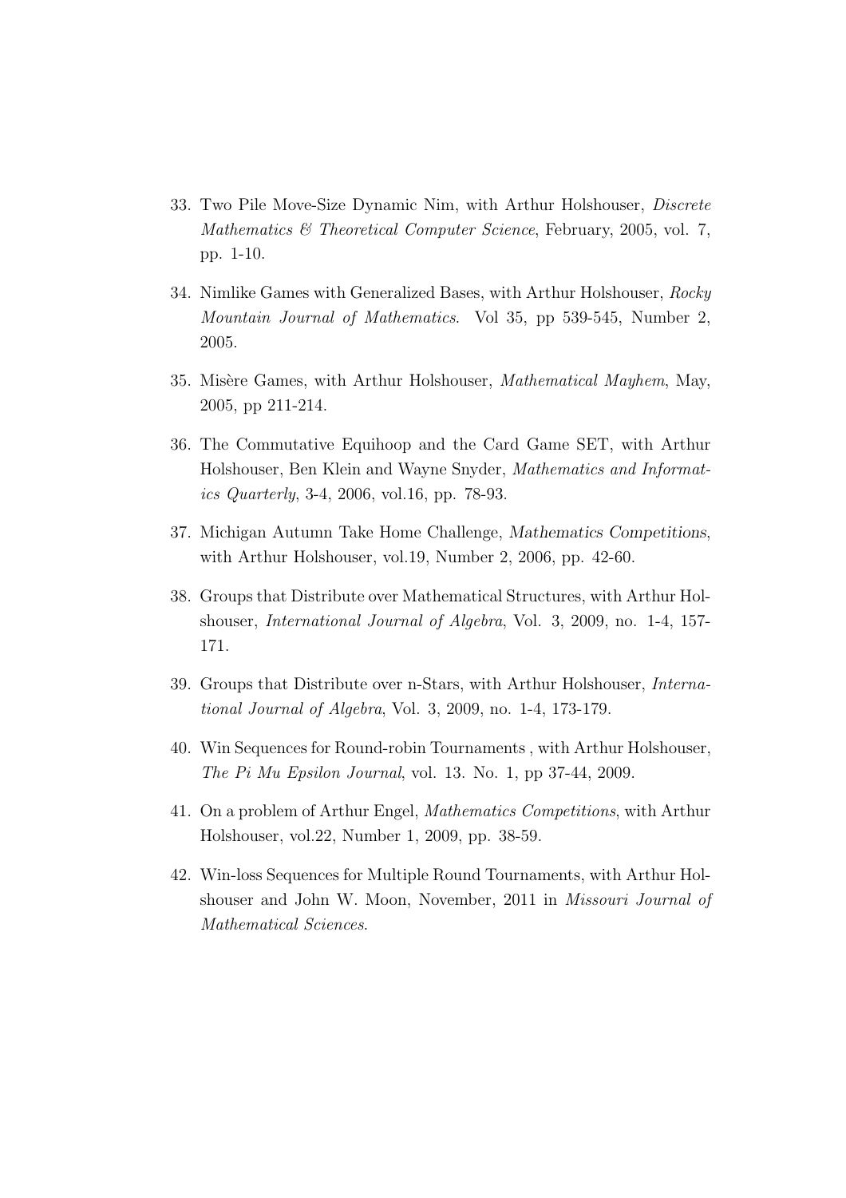33. Two Pile Move-Size Dynamic Nim, with Arthur Holshouser, *Discrete Mathematics & Theoretical Computer Science*, February, 2005, vol. 7, pp. 1-10.

34. Nimlike Games with Generalized Bases, with Arthur Holshouser, *Rocky Mountain Journal of Mathematics*. Vol 35, pp 539-545, Number 2, 2005.

35. Misère Games, with Arthur Holshouser, *Mathematical Mayhem*, May, 2005, pp 211-214.

36. The Commutative Equihoop and the Card Game SET, with Arthur Holshouser, Ben Klein and Wayne Snyder, *Mathematics and Informatics Quarterly*, 3-4, 2006, vol.16, pp. 78-93.

37. Michigan Autumn Take Home Challenge, *Mathematics Competitions*, with Arthur Holshouser, vol.19, Number 2, 2006, pp. 42-60.

38. Groups that Distribute over Mathematical Structures, with Arthur Holshouser, *International Journal of Algebra*, Vol. 3, 2009, no. 1-4, 157-171.

39. Groups that Distribute over n-Stars, with Arthur Holshouser, *International Journal of Algebra*, Vol. 3, 2009, no. 1-4, 173-179.

40. Win Sequences for Round-robin Tournaments , with Arthur Holshouser, *The Pi Mu Epsilon Journal*, vol. 13. No. 1, pp 37-44, 2009.

41. On a problem of Arthur Engel, *Mathematics Competitions*, with Arthur Holshouser, vol.22, Number 1, 2009, pp. 38-59.

42. Win-loss Sequences for Multiple Round Tournaments, with Arthur Holshouser and John W. Moon, November, 2011 in *Missouri Journal of Mathematical Sciences*.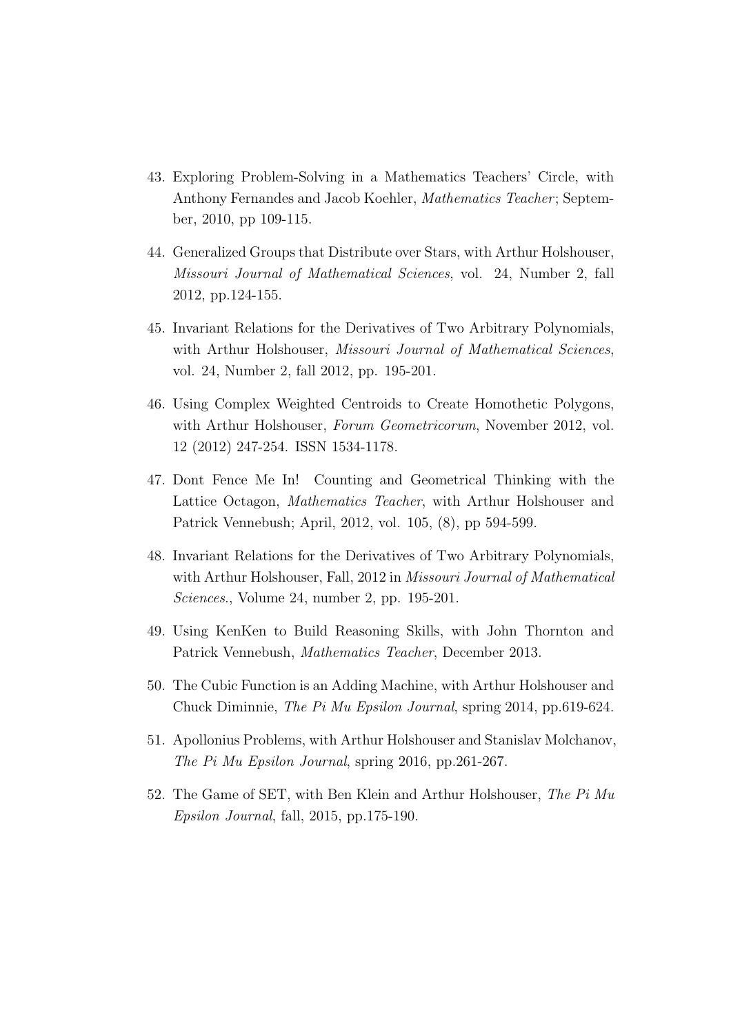43. Exploring Problem-Solving in a Mathematics Teachers' Circle, with Anthony Fernandes and Jacob Koehler, *Mathematics Teacher*; September, 2010, pp 109-115.

44. Generalized Groups that Distribute over Stars, with Arthur Holshouser, *Missouri Journal of Mathematical Sciences*, vol. 24, Number 2, fall 2012, pp.124-155.

45. Invariant Relations for the Derivatives of Two Arbitrary Polynomials, with Arthur Holshouser, *Missouri Journal of Mathematical Sciences*, vol. 24, Number 2, fall 2012, pp. 195-201.

46. Using Complex Weighted Centroids to Create Homothetic Polygons, with Arthur Holshouser, *Forum Geometricorum*, November 2012, vol. 12 (2012) 247-254. ISSN 1534-1178.

47. Dont Fence Me In! Counting and Geometrical Thinking with the Lattice Octagon, *Mathematics Teacher*, with Arthur Holshouser and Patrick Vennebush; April, 2012, vol. 105, (8), pp 594-599.

48. Invariant Relations for the Derivatives of Two Arbitrary Polynomials, with Arthur Holshouser, Fall, 2012 in *Missouri Journal of Mathematical Sciences.*, Volume 24, number 2, pp. 195-201.

49. Using KenKen to Build Reasoning Skills, with John Thornton and Patrick Vennebush, *Mathematics Teacher*, December 2013.

50. The Cubic Function is an Adding Machine, with Arthur Holshouser and Chuck Diminnie, *The Pi Mu Epsilon Journal*, spring 2014, pp.619-624.

51. Apollonius Problems, with Arthur Holshouser and Stanislav Molchanov, *The Pi Mu Epsilon Journal*, spring 2016, pp.261-267.

52. The Game of SET, with Ben Klein and Arthur Holshouser, *The Pi Mu Epsilon Journal*, fall, 2015, pp.175-190.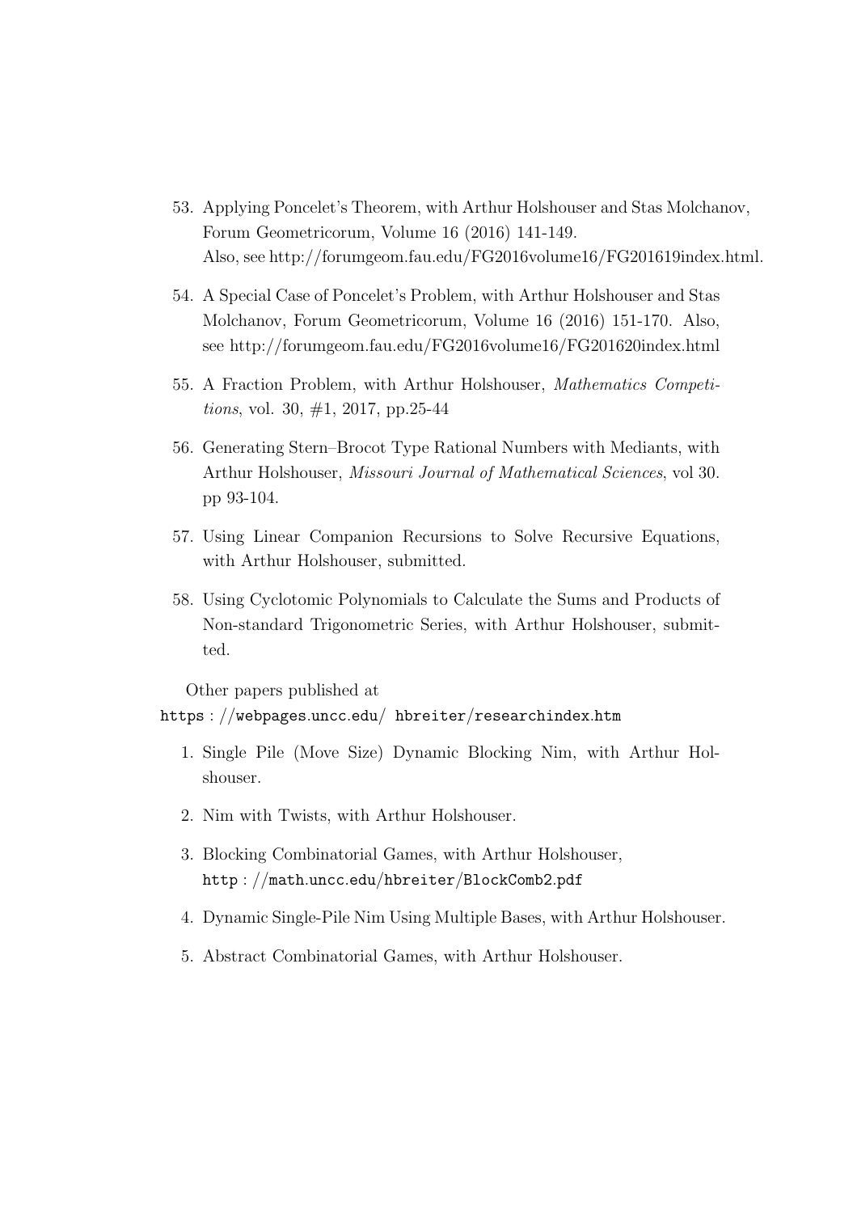53. Applying Poncelet's Theorem, with Arthur Holshouser and Stas Molchanov, Forum Geometricorum, Volume 16 (2016) 141-149.
    Also, see http://forumgeom.fau.edu/FG2016volume16/FG201619index.html.

54. A Special Case of Poncelet's Problem, with Arthur Holshouser and Stas Molchanov, Forum Geometricorum, Volume 16 (2016) 151-170. Also, see http://forumgeom.fau.edu/FG2016volume16/FG201620index.html

55. A Fraction Problem, with Arthur Holshouser, *Mathematics Competitions*, vol. 30, #1, 2017, pp.25-44

56. Generating Stern–Brocot Type Rational Numbers with Mediants, with Arthur Holshouser, *Missouri Journal of Mathematical Sciences*, vol 30. pp 93-104.

57. Using Linear Companion Recursions to Solve Recursive Equations, with Arthur Holshouser, submitted.

58. Using Cyclotomic Polynomials to Calculate the Sums and Products of Non-standard Trigonometric Series, with Arthur Holshouser, submitted.

Other papers published at
https://webpages.uncc.edu/ hbreiter/researchindex.htm

1. Single Pile (Move Size) Dynamic Blocking Nim, with Arthur Holshouser.

2. Nim with Twists, with Arthur Holshouser.

3. Blocking Combinatorial Games, with Arthur Holshouser, http://math.uncc.edu/hbreiter/BlockComb2.pdf

4. Dynamic Single-Pile Nim Using Multiple Bases, with Arthur Holshouser.

5. Abstract Combinatorial Games, with Arthur Holshouser.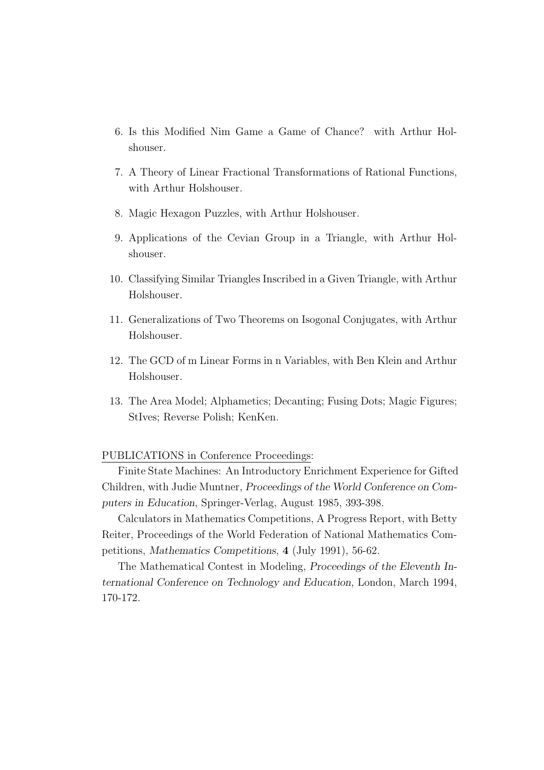6. Is this Modified Nim Game a Game of Chance? with Arthur Holshouser.

7. A Theory of Linear Fractional Transformations of Rational Functions, with Arthur Holshouser.

8. Magic Hexagon Puzzles, with Arthur Holshouser.

9. Applications of the Cevian Group in a Triangle, with Arthur Holshouser.

10. Classifying Similar Triangles Inscribed in a Given Triangle, with Arthur Holshouser.

11. Generalizations of Two Theorems on Isogonal Conjugates, with Arthur Holshouser.

12. The GCD of m Linear Forms in n Variables, with Ben Klein and Arthur Holshouser.

13. The Area Model; Alphametics; Decanting; Fusing Dots; Magic Figures; StIves; Reverse Polish; KenKen.

PUBLICATIONS in Conference Proceedings:

Finite State Machines: An Introductory Enrichment Experience for Gifted Children, with Judie Muntner, *Proceedings of the World Conference on Computers in Education*, Springer-Verlag, August 1985, 393-398.

Calculators in Mathematics Competitions, A Progress Report, with Betty Reiter, Proceedings of the World Federation of National Mathematics Competitions, *Mathematics Competitions*, **4** (July 1991), 56-62.

The Mathematical Contest in Modeling, *Proceedings of the Eleventh International Conference on Technology and Education*, London, March 1994, 170-172.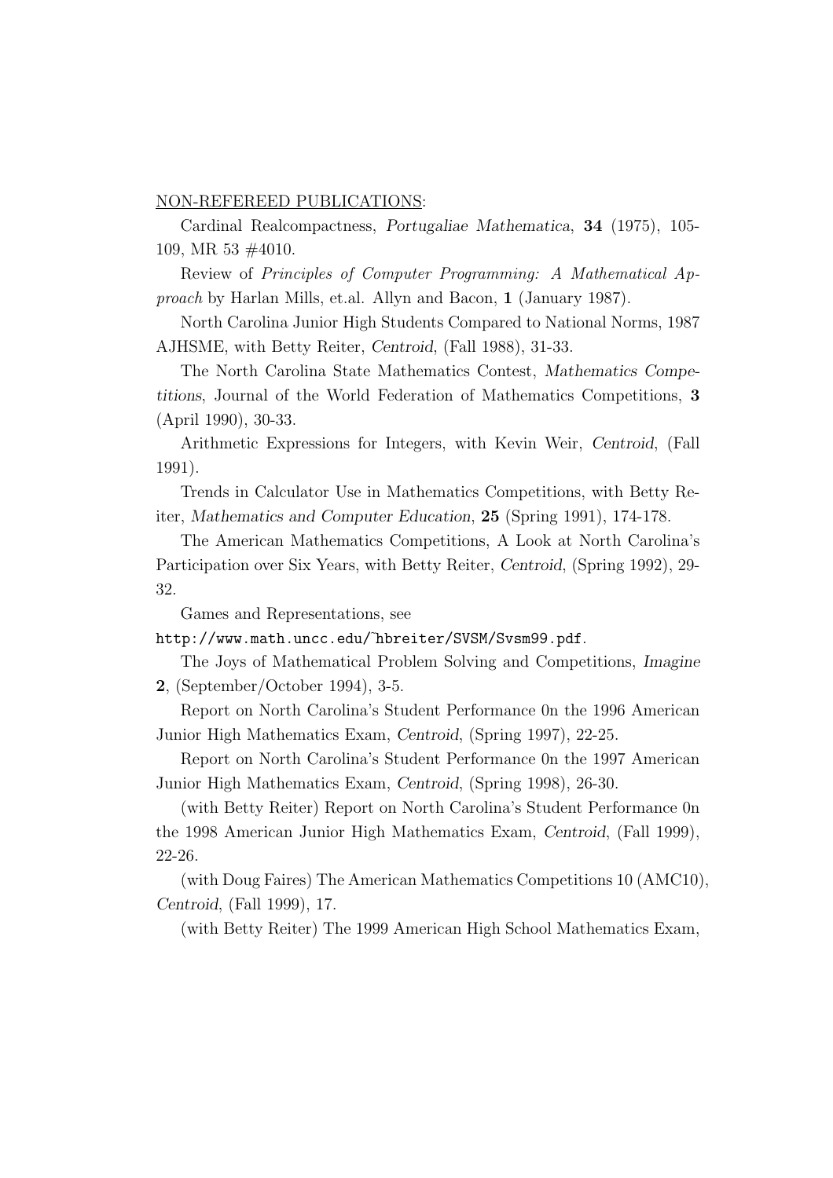NON-REFEREED PUBLICATIONS:

Cardinal Realcompactness, *Portugaliae Mathematica*, **34** (1975), 105-109, MR 53 #4010.

Review of *Principles of Computer Programming: A Mathematical Approach* by Harlan Mills, et.al. Allyn and Bacon, **1** (January 1987).

North Carolina Junior High Students Compared to National Norms, 1987 AJHSME, with Betty Reiter, *Centroid*, (Fall 1988), 31-33.

The North Carolina State Mathematics Contest, *Mathematics Competitions*, Journal of the World Federation of Mathematics Competitions, **3** (April 1990), 30-33.

Arithmetic Expressions for Integers, with Kevin Weir, *Centroid*, (Fall 1991).

Trends in Calculator Use in Mathematics Competitions, with Betty Reiter, *Mathematics and Computer Education*, **25** (Spring 1991), 174-178.

The American Mathematics Competitions, A Look at North Carolina's Participation over Six Years, with Betty Reiter, *Centroid*, (Spring 1992), 29-32.

Games and Representations, see `http://www.math.uncc.edu/~hbreiter/SVSM/Svsm99.pdf`.

The Joys of Mathematical Problem Solving and Competitions, *Imagine* **2**, (September/October 1994), 3-5.

Report on North Carolina's Student Performance 0n the 1996 American Junior High Mathematics Exam, *Centroid*, (Spring 1997), 22-25.

Report on North Carolina's Student Performance 0n the 1997 American Junior High Mathematics Exam, *Centroid*, (Spring 1998), 26-30.

(with Betty Reiter) Report on North Carolina's Student Performance 0n the 1998 American Junior High Mathematics Exam, *Centroid*, (Fall 1999), 22-26.

(with Doug Faires) The American Mathematics Competitions 10 (AMC10), *Centroid*, (Fall 1999), 17.

(with Betty Reiter) The 1999 American High School Mathematics Exam,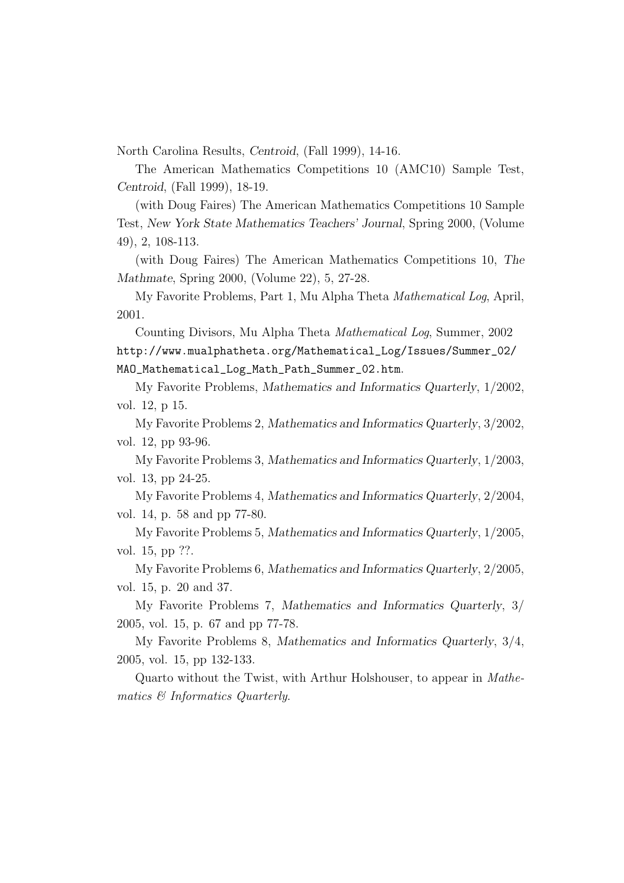North Carolina Results, *Centroid*, (Fall 1999), 14-16.

The American Mathematics Competitions 10 (AMC10) Sample Test, *Centroid*, (Fall 1999), 18-19.

(with Doug Faires) The American Mathematics Competitions 10 Sample Test, *New York State Mathematics Teachers' Journal*, Spring 2000, (Volume 49), 2, 108-113.

(with Doug Faires) The American Mathematics Competitions 10, *The Mathmate*, Spring 2000, (Volume 22), 5, 27-28.

My Favorite Problems, Part 1, Mu Alpha Theta *Mathematical Log*, April, 2001.

Counting Divisors, Mu Alpha Theta *Mathematical Log*, Summer, 2002 `http://www.mualphatheta.org/Mathematical_Log/Issues/Summer_02/MAO_Mathematical_Log_Math_Path_Summer_02.htm`.

My Favorite Problems, *Mathematics and Informatics Quarterly*, 1/2002, vol. 12, p 15.

My Favorite Problems 2, *Mathematics and Informatics Quarterly*, 3/2002, vol. 12, pp 93-96.

My Favorite Problems 3, *Mathematics and Informatics Quarterly*, 1/2003, vol. 13, pp 24-25.

My Favorite Problems 4, *Mathematics and Informatics Quarterly*, 2/2004, vol. 14, p. 58 and pp 77-80.

My Favorite Problems 5, *Mathematics and Informatics Quarterly*, 1/2005, vol. 15, pp ??.

My Favorite Problems 6, *Mathematics and Informatics Quarterly*, 2/2005, vol. 15, p. 20 and 37.

My Favorite Problems 7, *Mathematics and Informatics Quarterly*, 3/ 2005, vol. 15, p. 67 and pp 77-78.

My Favorite Problems 8, *Mathematics and Informatics Quarterly*, 3/4, 2005, vol. 15, pp 132-133.

Quarto without the Twist, with Arthur Holshouser, to appear in *Mathematics & Informatics Quarterly*.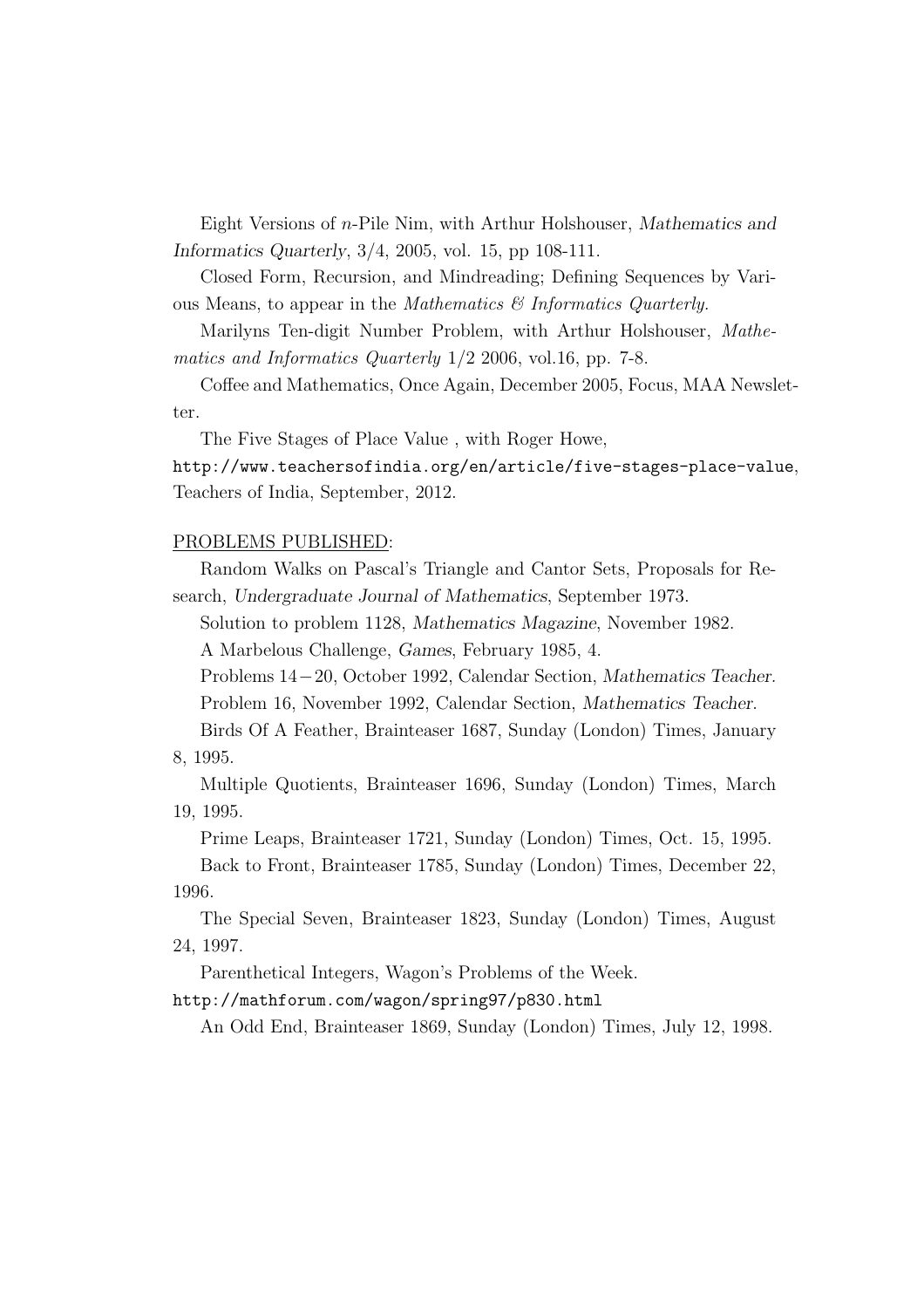Eight Versions of $n$-Pile Nim, with Arthur Holshouser, *Mathematics and Informatics Quarterly*, 3/4, 2005, vol. 15, pp 108-111.

Closed Form, Recursion, and Mindreading; Defining Sequences by Various Means, to appear in the *Mathematics & Informatics Quarterly.*

Marilyns Ten-digit Number Problem, with Arthur Holshouser, *Mathematics and Informatics Quarterly* 1/2 2006, vol.16, pp. 7-8.

Coffee and Mathematics, Once Again, December 2005, Focus, MAA Newsletter.

The Five Stages of Place Value , with Roger Howe, http://www.teachersofindia.org/en/article/five-stages-place-value, Teachers of India, September, 2012.

PROBLEMS PUBLISHED:

Random Walks on Pascal's Triangle and Cantor Sets, Proposals for Research, *Undergraduate Journal of Mathematics*, September 1973.

Solution to problem 1128, *Mathematics Magazine*, November 1982.

A Marbelous Challenge, *Games*, February 1985, 4.

Problems $14-20$, October 1992, Calendar Section, *Mathematics Teacher*.

Problem 16, November 1992, Calendar Section, *Mathematics Teacher*.

Birds Of A Feather, Brainteaser 1687, Sunday (London) Times, January 8, 1995.

Multiple Quotients, Brainteaser 1696, Sunday (London) Times, March 19, 1995.

Prime Leaps, Brainteaser 1721, Sunday (London) Times, Oct. 15, 1995.

Back to Front, Brainteaser 1785, Sunday (London) Times, December 22, 1996.

The Special Seven, Brainteaser 1823, Sunday (London) Times, August 24, 1997.

Parenthetical Integers, Wagon's Problems of the Week.
http://mathforum.com/wagon/spring97/p830.html

An Odd End, Brainteaser 1869, Sunday (London) Times, July 12, 1998.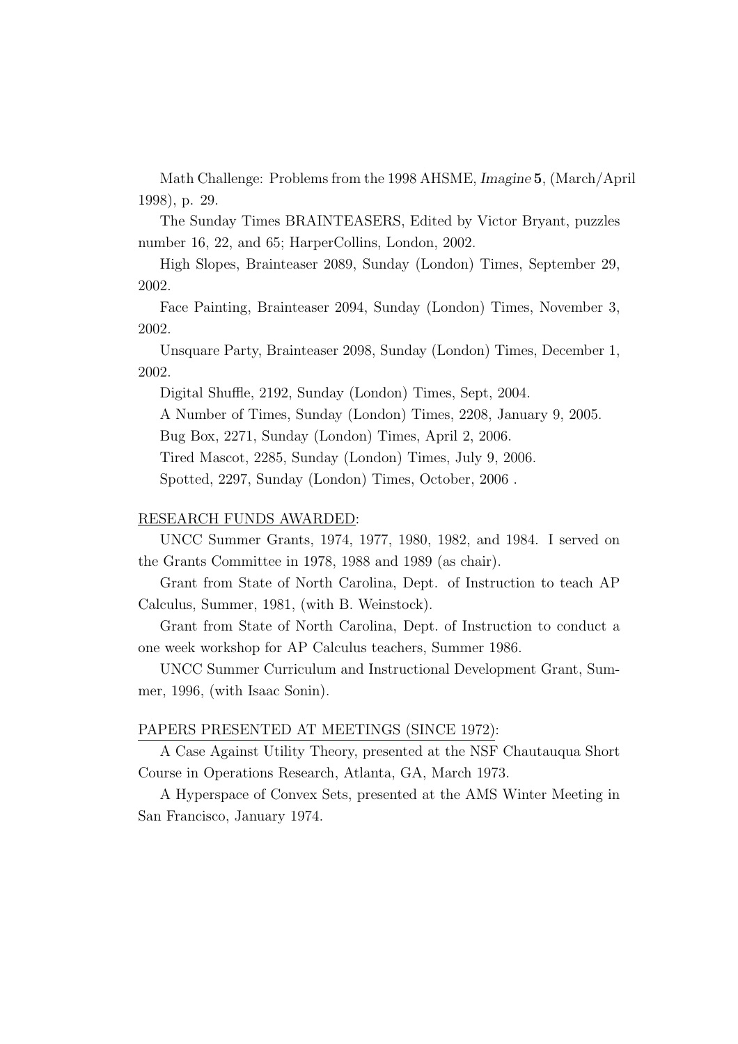Math Challenge: Problems from the 1998 AHSME, *Imagine* **5**, (March/April 1998), p. 29.

The Sunday Times BRAINTEASERS, Edited by Victor Bryant, puzzles number 16, 22, and 65; HarperCollins, London, 2002.

High Slopes, Brainteaser 2089, Sunday (London) Times, September 29, 2002.

Face Painting, Brainteaser 2094, Sunday (London) Times, November 3, 2002.

Unsquare Party, Brainteaser 2098, Sunday (London) Times, December 1, 2002.

Digital Shuffle, 2192, Sunday (London) Times, Sept, 2004.

A Number of Times, Sunday (London) Times, 2208, January 9, 2005.

Bug Box, 2271, Sunday (London) Times, April 2, 2006.

Tired Mascot, 2285, Sunday (London) Times, July 9, 2006.

Spotted, 2297, Sunday (London) Times, October, 2006 .

## RESEARCH FUNDS AWARDED:

UNCC Summer Grants, 1974, 1977, 1980, 1982, and 1984. I served on the Grants Committee in 1978, 1988 and 1989 (as chair).

Grant from State of North Carolina, Dept. of Instruction to teach AP Calculus, Summer, 1981, (with B. Weinstock).

Grant from State of North Carolina, Dept. of Instruction to conduct a one week workshop for AP Calculus teachers, Summer 1986.

UNCC Summer Curriculum and Instructional Development Grant, Summer, 1996, (with Isaac Sonin).

## PAPERS PRESENTED AT MEETINGS (SINCE 1972):

A Case Against Utility Theory, presented at the NSF Chautauqua Short Course in Operations Research, Atlanta, GA, March 1973.

A Hyperspace of Convex Sets, presented at the AMS Winter Meeting in San Francisco, January 1974.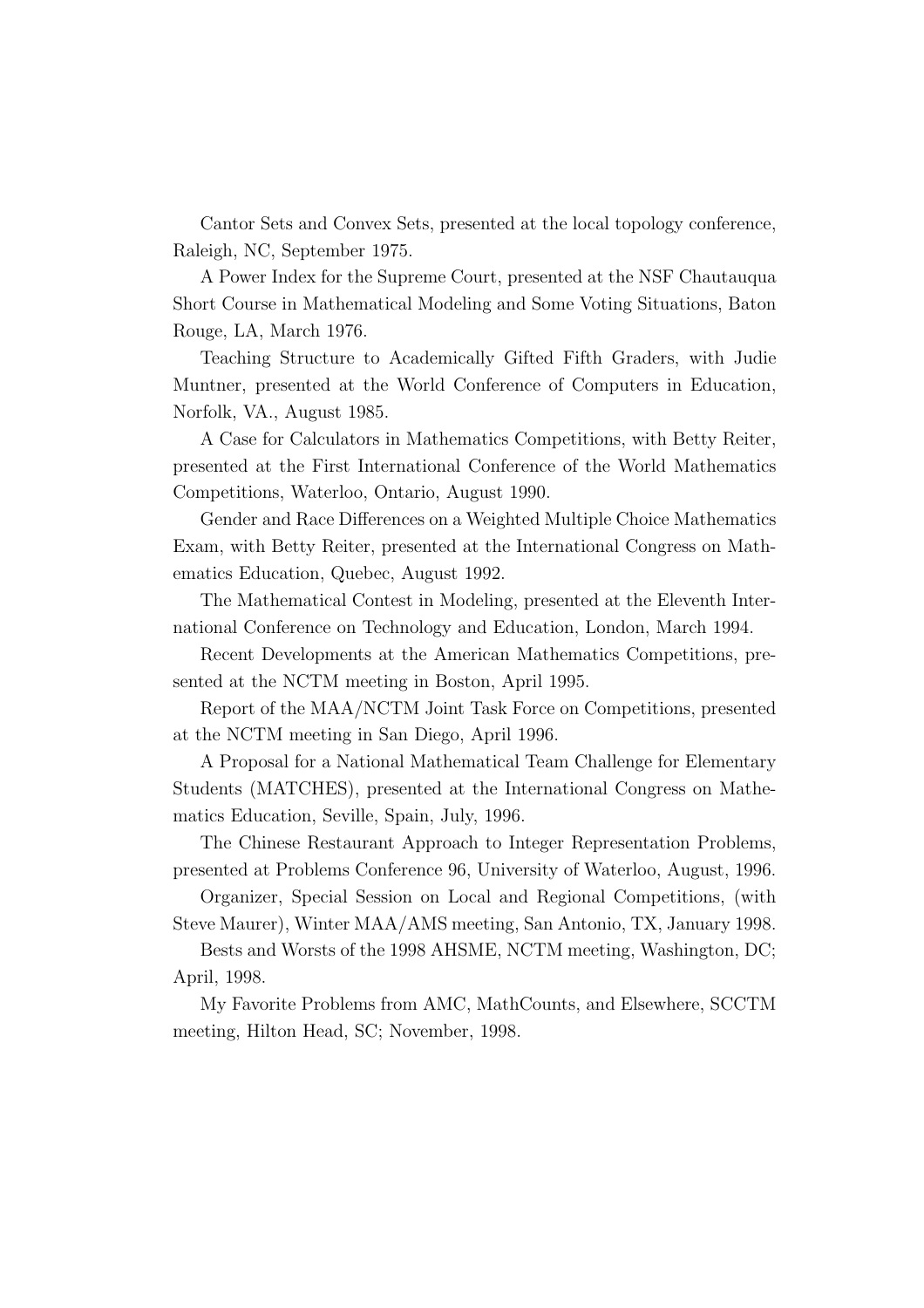Cantor Sets and Convex Sets, presented at the local topology conference, Raleigh, NC, September 1975.

A Power Index for the Supreme Court, presented at the NSF Chautauqua Short Course in Mathematical Modeling and Some Voting Situations, Baton Rouge, LA, March 1976.

Teaching Structure to Academically Gifted Fifth Graders, with Judie Muntner, presented at the World Conference of Computers in Education, Norfolk, VA., August 1985.

A Case for Calculators in Mathematics Competitions, with Betty Reiter, presented at the First International Conference of the World Mathematics Competitions, Waterloo, Ontario, August 1990.

Gender and Race Differences on a Weighted Multiple Choice Mathematics Exam, with Betty Reiter, presented at the International Congress on Mathematics Education, Quebec, August 1992.

The Mathematical Contest in Modeling, presented at the Eleventh International Conference on Technology and Education, London, March 1994.

Recent Developments at the American Mathematics Competitions, presented at the NCTM meeting in Boston, April 1995.

Report of the MAA/NCTM Joint Task Force on Competitions, presented at the NCTM meeting in San Diego, April 1996.

A Proposal for a National Mathematical Team Challenge for Elementary Students (MATCHES), presented at the International Congress on Mathematics Education, Seville, Spain, July, 1996.

The Chinese Restaurant Approach to Integer Representation Problems, presented at Problems Conference 96, University of Waterloo, August, 1996.

Organizer, Special Session on Local and Regional Competitions, (with Steve Maurer), Winter MAA/AMS meeting, San Antonio, TX, January 1998.

Bests and Worsts of the 1998 AHSME, NCTM meeting, Washington, DC; April, 1998.

My Favorite Problems from AMC, MathCounts, and Elsewhere, SCCTM meeting, Hilton Head, SC; November, 1998.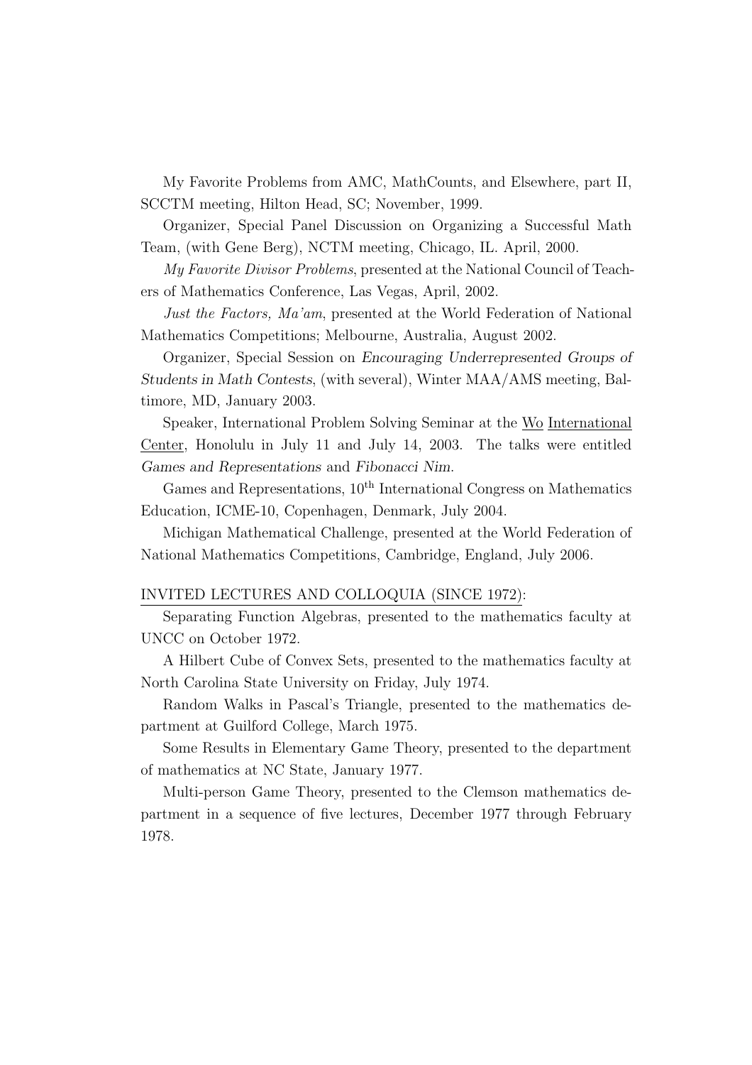My Favorite Problems from AMC, MathCounts, and Elsewhere, part II, SCCTM meeting, Hilton Head, SC; November, 1999.

Organizer, Special Panel Discussion on Organizing a Successful Math Team, (with Gene Berg), NCTM meeting, Chicago, IL. April, 2000.

*My Favorite Divisor Problems*, presented at the National Council of Teachers of Mathematics Conference, Las Vegas, April, 2002.

*Just the Factors, Ma'am*, presented at the World Federation of National Mathematics Competitions; Melbourne, Australia, August 2002.

Organizer, Special Session on *Encouraging Underrepresented Groups of Students in Math Contests*, (with several), Winter MAA/AMS meeting, Baltimore, MD, January 2003.

Speaker, International Problem Solving Seminar at the Wo International Center, Honolulu in July 11 and July 14, 2003. The talks were entitled *Games and Representations* and *Fibonacci Nim*.

Games and Representations, 10th International Congress on Mathematics Education, ICME-10, Copenhagen, Denmark, July 2004.

Michigan Mathematical Challenge, presented at the World Federation of National Mathematics Competitions, Cambridge, England, July 2006.

INVITED LECTURES AND COLLOQUIA (SINCE 1972):

Separating Function Algebras, presented to the mathematics faculty at UNCC on October 1972.

A Hilbert Cube of Convex Sets, presented to the mathematics faculty at North Carolina State University on Friday, July 1974.

Random Walks in Pascal's Triangle, presented to the mathematics department at Guilford College, March 1975.

Some Results in Elementary Game Theory, presented to the department of mathematics at NC State, January 1977.

Multi-person Game Theory, presented to the Clemson mathematics department in a sequence of five lectures, December 1977 through February 1978.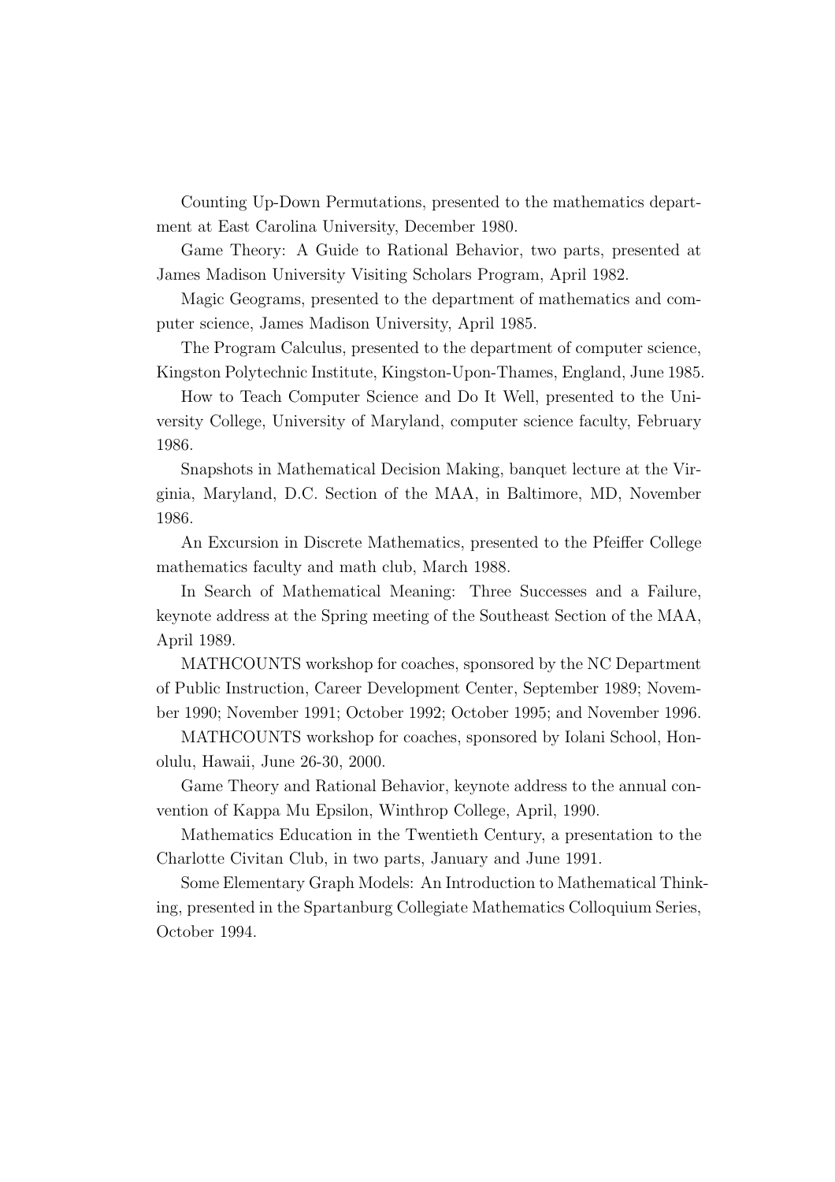Counting Up-Down Permutations, presented to the mathematics department at East Carolina University, December 1980.

Game Theory: A Guide to Rational Behavior, two parts, presented at James Madison University Visiting Scholars Program, April 1982.

Magic Geograms, presented to the department of mathematics and computer science, James Madison University, April 1985.

The Program Calculus, presented to the department of computer science, Kingston Polytechnic Institute, Kingston-Upon-Thames, England, June 1985.

How to Teach Computer Science and Do It Well, presented to the University College, University of Maryland, computer science faculty, February 1986.

Snapshots in Mathematical Decision Making, banquet lecture at the Virginia, Maryland, D.C. Section of the MAA, in Baltimore, MD, November 1986.

An Excursion in Discrete Mathematics, presented to the Pfeiffer College mathematics faculty and math club, March 1988.

In Search of Mathematical Meaning: Three Successes and a Failure, keynote address at the Spring meeting of the Southeast Section of the MAA, April 1989.

MATHCOUNTS workshop for coaches, sponsored by the NC Department of Public Instruction, Career Development Center, September 1989; November 1990; November 1991; October 1992; October 1995; and November 1996.

MATHCOUNTS workshop for coaches, sponsored by Iolani School, Honolulu, Hawaii, June 26-30, 2000.

Game Theory and Rational Behavior, keynote address to the annual convention of Kappa Mu Epsilon, Winthrop College, April, 1990.

Mathematics Education in the Twentieth Century, a presentation to the Charlotte Civitan Club, in two parts, January and June 1991.

Some Elementary Graph Models: An Introduction to Mathematical Thinking, presented in the Spartanburg Collegiate Mathematics Colloquium Series, October 1994.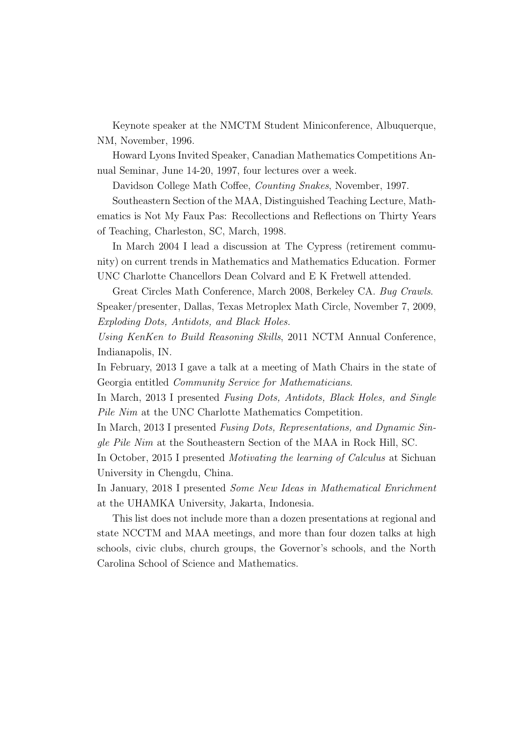Keynote speaker at the NMCTM Student Miniconference, Albuquerque, NM, November, 1996.

Howard Lyons Invited Speaker, Canadian Mathematics Competitions Annual Seminar, June 14-20, 1997, four lectures over a week.

Davidson College Math Coffee, *Counting Snakes*, November, 1997.

Southeastern Section of the MAA, Distinguished Teaching Lecture, Mathematics is Not My Faux Pas: Recollections and Reflections on Thirty Years of Teaching, Charleston, SC, March, 1998.

In March 2004 I lead a discussion at The Cypress (retirement community) on current trends in Mathematics and Mathematics Education. Former UNC Charlotte Chancellors Dean Colvard and E K Fretwell attended.

Great Circles Math Conference, March 2008, Berkeley CA. *Bug Crawls*. Speaker/presenter, Dallas, Texas Metroplex Math Circle, November 7, 2009, *Exploding Dots, Antidots, and Black Holes.*

*Using KenKen to Build Reasoning Skills*, 2011 NCTM Annual Conference, Indianapolis, IN.

In February, 2013 I gave a talk at a meeting of Math Chairs in the state of Georgia entitled *Community Service for Mathematicians*.

In March, 2013 I presented *Fusing Dots, Antidots, Black Holes, and Single Pile Nim* at the UNC Charlotte Mathematics Competition.

In March, 2013 I presented *Fusing Dots, Representations, and Dynamic Single Pile Nim* at the Southeastern Section of the MAA in Rock Hill, SC.

In October, 2015 I presented *Motivating the learning of Calculus* at Sichuan University in Chengdu, China.

In January, 2018 I presented *Some New Ideas in Mathematical Enrichment* at the UHAMKA University, Jakarta, Indonesia.

This list does not include more than a dozen presentations at regional and state NCCTM and MAA meetings, and more than four dozen talks at high schools, civic clubs, church groups, the Governor's schools, and the North Carolina School of Science and Mathematics.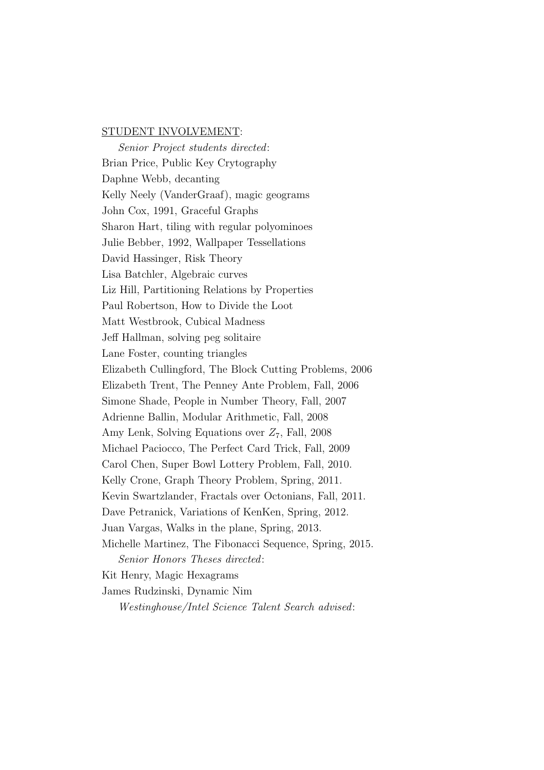STUDENT INVOLVEMENT:

*Senior Project students directed*:

Brian Price, Public Key Crytography
Daphne Webb, decanting
Kelly Neely (VanderGraaf), magic geograms
John Cox, 1991, Graceful Graphs
Sharon Hart, tiling with regular polyominoes
Julie Bebber, 1992, Wallpaper Tessellations
David Hassinger, Risk Theory
Lisa Batchler, Algebraic curves
Liz Hill, Partitioning Relations by Properties
Paul Robertson, How to Divide the Loot
Matt Westbrook, Cubical Madness
Jeff Hallman, solving peg solitaire
Lane Foster, counting triangles
Elizabeth Cullingford, The Block Cutting Problems, 2006
Elizabeth Trent, The Penney Ante Problem, Fall, 2006
Simone Shade, People in Number Theory, Fall, 2007
Adrienne Ballin, Modular Arithmetic, Fall, 2008
Amy Lenk, Solving Equations over $Z_7$, Fall, 2008
Michael Paciocco, The Perfect Card Trick, Fall, 2009
Carol Chen, Super Bowl Lottery Problem, Fall, 2010.
Kelly Crone, Graph Theory Problem, Spring, 2011.
Kevin Swartzlander, Fractals over Octonians, Fall, 2011.
Dave Petranick, Variations of KenKen, Spring, 2012.
Juan Vargas, Walks in the plane, Spring, 2013.
Michelle Martinez, The Fibonacci Sequence, Spring, 2015.

*Senior Honors Theses directed*:

Kit Henry, Magic Hexagrams
James Rudzinski, Dynamic Nim

*Westinghouse/Intel Science Talent Search advised*: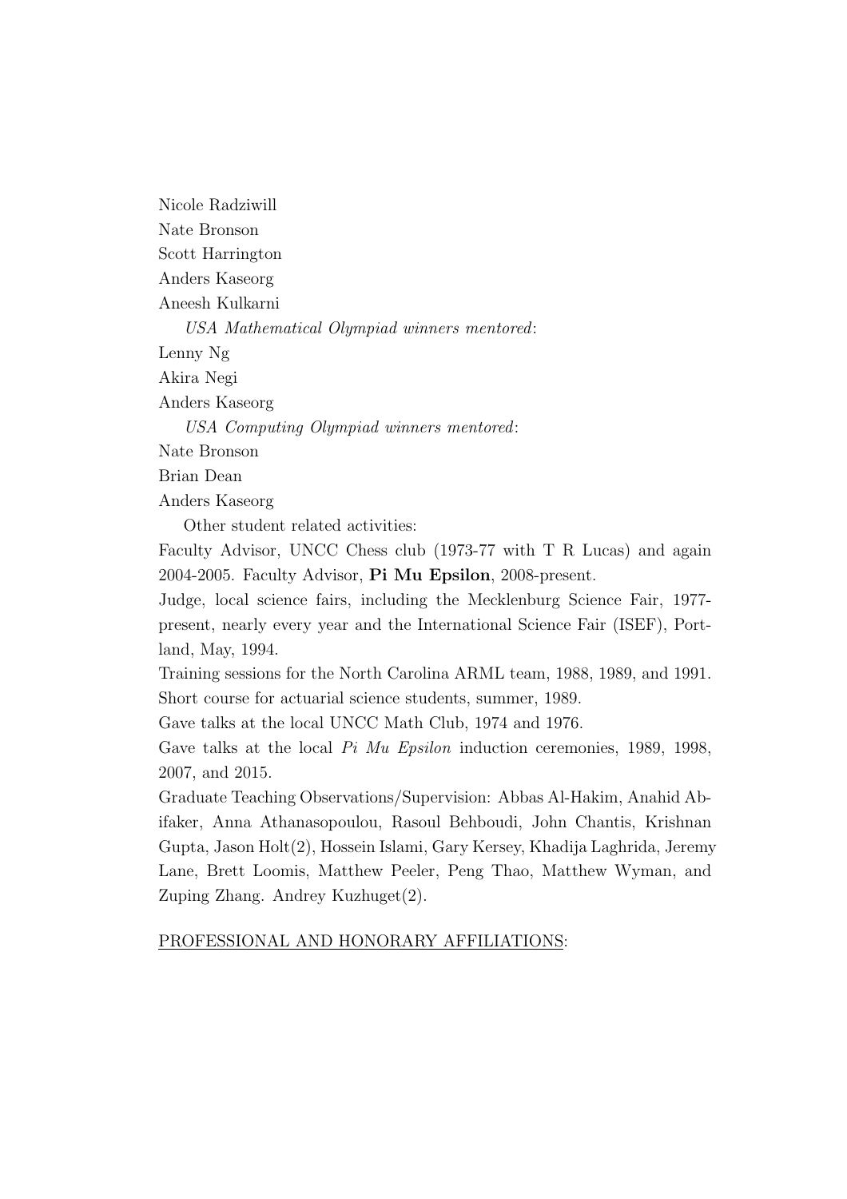Nicole Radziwill

Nate Bronson

Scott Harrington

Anders Kaseorg

Aneesh Kulkarni

*USA Mathematical Olympiad winners mentored*:

Lenny Ng

Akira Negi

Anders Kaseorg

*USA Computing Olympiad winners mentored*:

Nate Bronson

Brian Dean

Anders Kaseorg

Other student related activities:

Faculty Advisor, UNCC Chess club (1973-77 with T R Lucas) and again 2004-2005. Faculty Advisor, **Pi Mu Epsilon**, 2008-present.

Judge, local science fairs, including the Mecklenburg Science Fair, 1977-present, nearly every year and the International Science Fair (ISEF), Portland, May, 1994.

Training sessions for the North Carolina ARML team, 1988, 1989, and 1991.

Short course for actuarial science students, summer, 1989.

Gave talks at the local UNCC Math Club, 1974 and 1976.

Gave talks at the local *Pi Mu Epsilon* induction ceremonies, 1989, 1998, 2007, and 2015.

Graduate Teaching Observations/Supervision: Abbas Al-Hakim, Anahid Abifaker, Anna Athanasopoulou, Rasoul Behboudi, John Chantis, Krishnan Gupta, Jason Holt(2), Hossein Islami, Gary Kersey, Khadija Laghrida, Jeremy Lane, Brett Loomis, Matthew Peeler, Peng Thao, Matthew Wyman, and Zuping Zhang. Andrey Kuzhuget(2).

<u>PROFESSIONAL AND HONORARY AFFILIATIONS</u>: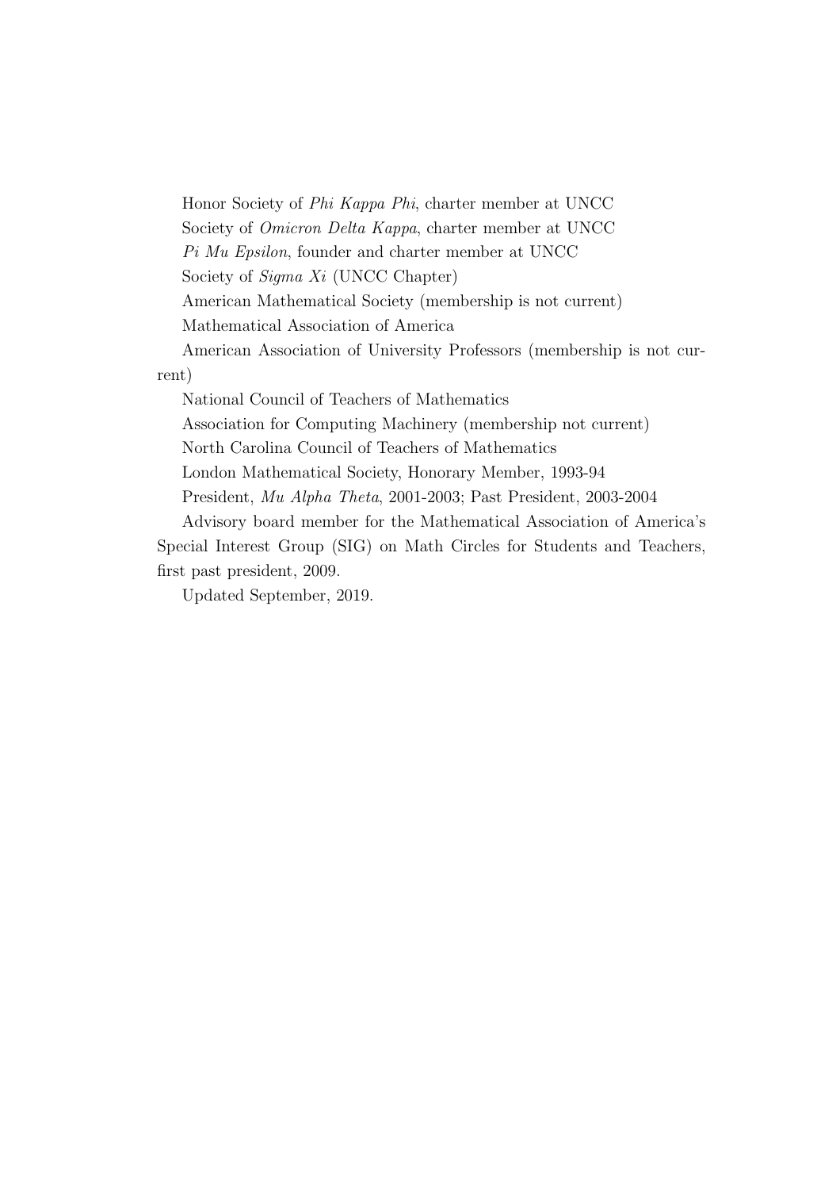Honor Society of *Phi Kappa Phi*, charter member at UNCC

Society of *Omicron Delta Kappa*, charter member at UNCC

*Pi Mu Epsilon*, founder and charter member at UNCC

Society of *Sigma Xi* (UNCC Chapter)

American Mathematical Society (membership is not current)

Mathematical Association of America

American Association of University Professors (membership is not current)

National Council of Teachers of Mathematics

Association for Computing Machinery (membership not current)

North Carolina Council of Teachers of Mathematics

London Mathematical Society, Honorary Member, 1993-94

President, *Mu Alpha Theta*, 2001-2003; Past President, 2003-2004

Advisory board member for the Mathematical Association of America's Special Interest Group (SIG) on Math Circles for Students and Teachers, first past president, 2009.

Updated September, 2019.